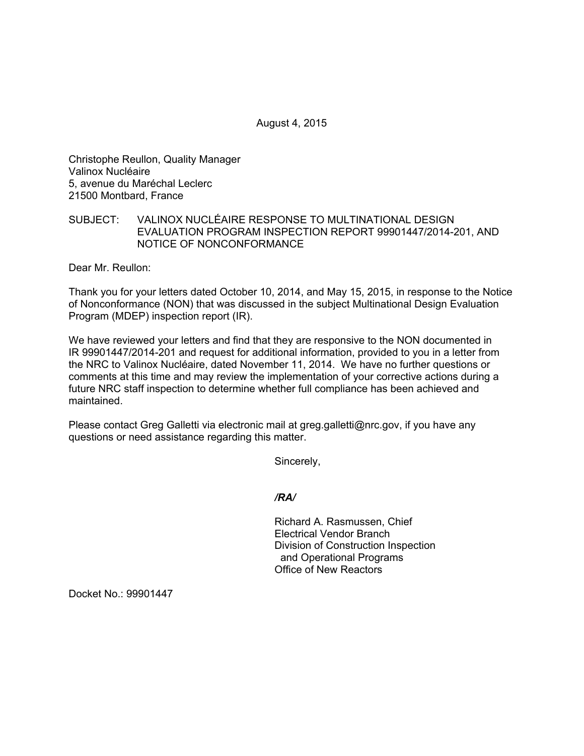August 4, 2015

Christophe Reullon, Quality Manager
Valinox Nucléaire
5, avenue du Maréchal Leclerc
21500 Montbard, France

SUBJECT: VALINOX NUCLÉAIRE RESPONSE TO MULTINATIONAL DESIGN EVALUATION PROGRAM INSPECTION REPORT 99901447/2014-201, AND NOTICE OF NONCONFORMANCE

Dear Mr. Reullon:

Thank you for your letters dated October 10, 2014, and May 15, 2015, in response to the Notice of Nonconformance (NON) that was discussed in the subject Multinational Design Evaluation Program (MDEP) inspection report (IR).

We have reviewed your letters and find that they are responsive to the NON documented in IR 99901447/2014-201 and request for additional information, provided to you in a letter from the NRC to Valinox Nucléaire, dated November 11, 2014. We have no further questions or comments at this time and may review the implementation of your corrective actions during a future NRC staff inspection to determine whether full compliance has been achieved and maintained.

Please contact Greg Galletti via electronic mail at greg.galletti@nrc.gov, if you have any questions or need assistance regarding this matter.

Sincerely,

*/RA/*

Richard A. Rasmussen, Chief
Electrical Vendor Branch
Division of Construction Inspection
and Operational Programs
Office of New Reactors

Docket No.: 99901447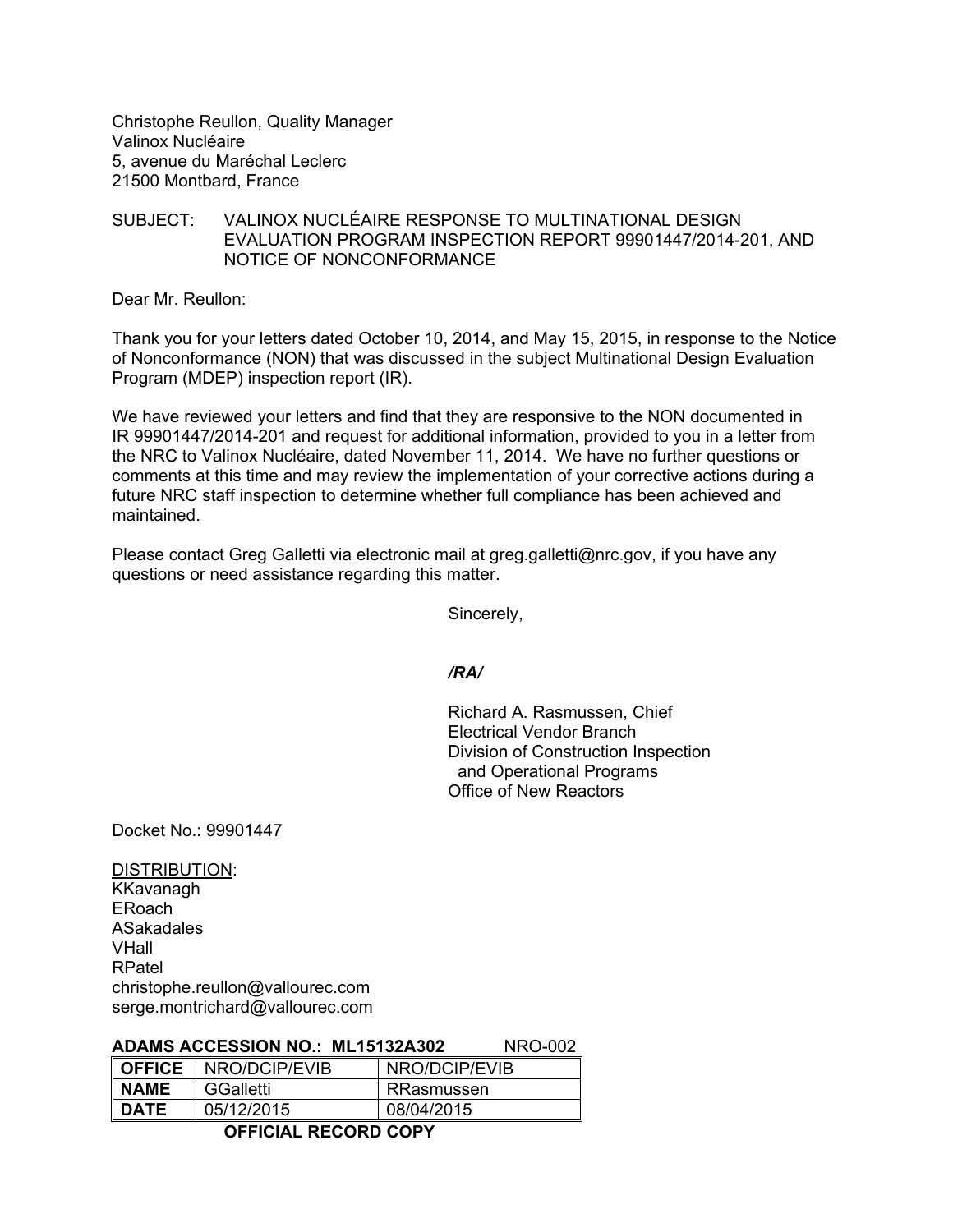Christophe Reullon, Quality Manager
Valinox Nucléaire
5, avenue du Maréchal Leclerc
21500 Montbard, France

SUBJECT: VALINOX NUCLÉAIRE RESPONSE TO MULTINATIONAL DESIGN EVALUATION PROGRAM INSPECTION REPORT 99901447/2014-201, AND NOTICE OF NONCONFORMANCE

Dear Mr. Reullon:

Thank you for your letters dated October 10, 2014, and May 15, 2015, in response to the Notice of Nonconformance (NON) that was discussed in the subject Multinational Design Evaluation Program (MDEP) inspection report (IR).

We have reviewed your letters and find that they are responsive to the NON documented in IR 99901447/2014-201 and request for additional information, provided to you in a letter from the NRC to Valinox Nucléaire, dated November 11, 2014. We have no further questions or comments at this time and may review the implementation of your corrective actions during a future NRC staff inspection to determine whether full compliance has been achieved and maintained.

Please contact Greg Galletti via electronic mail at greg.galletti@nrc.gov, if you have any questions or need assistance regarding this matter.

Sincerely,

*/RA/*

Richard A. Rasmussen, Chief
Electrical Vendor Branch
Division of Construction Inspection
and Operational Programs
Office of New Reactors

Docket No.: 99901447

DISTRIBUTION:
KKavanagh
ERoach
ASakadales
VHall
RPatel
christophe.reullon@vallourec.com
serge.montrichard@vallourec.com

**ADAMS ACCESSION NO.: ML15132A302** NRO-002

| | | |
|---|---|---|
| **OFFICE** | NRO/DCIP/EVIB | NRO/DCIP/EVIB |
| **NAME** | GGalletti | RRasmussen |
| **DATE** | 05/12/2015 | 08/04/2015 |

**OFFICIAL RECORD COPY**